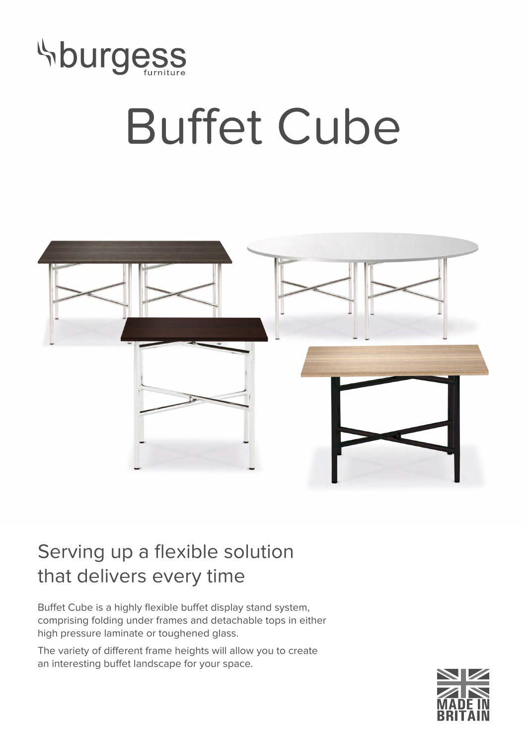burgess furniture

# Buffet Cube

## Serving up a flexible solution that delivers every time

Buffet Cube is a highly flexible buffet display stand system, comprising folding under frames and detachable tops in either high pressure laminate or toughened glass.

The variety of different frame heights will allow you to create an interesting buffet landscape for your space.

MADE IN BRITAIN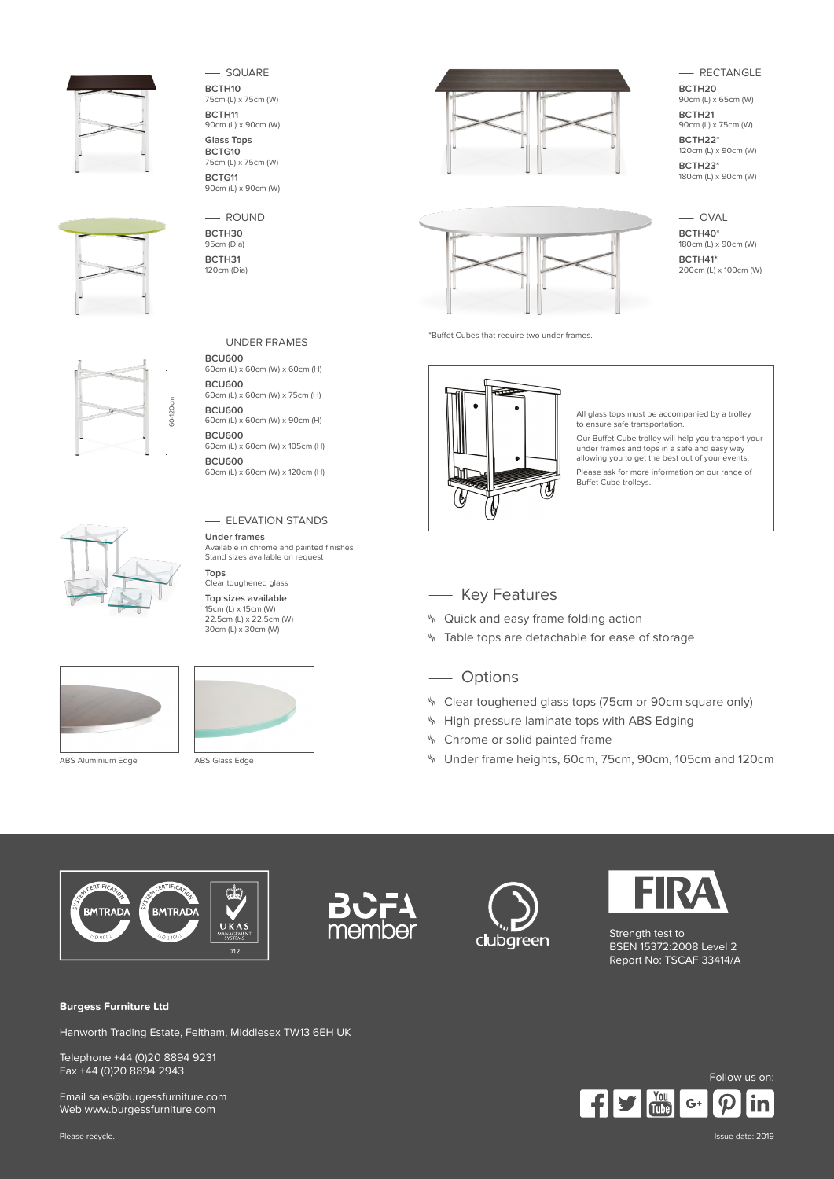## SQUARE

**BCTH10**
75cm (L) x 75cm (W)

**BCTH11**
90cm (L) x 90cm (W)

**Glass Tops**

**BCTG10**
75cm (L) x 75cm (W)

**BCTG11**
90cm (L) x 90cm (W)

## RECTANGLE

**BCTH20**
90cm (L) x 65cm (W)

**BCTH21**
90cm (L) x 75cm (W)

**BCTH22***
120cm (L) x 90cm (W)

**BCTH23***
180cm (L) x 90cm (W)

## ROUND

**BCTH30**
95cm (Dia)

**BCTH31**
120cm (Dia)

## OVAL

**BCTH40***
180cm (L) x 90cm (W)

**BCTH41***
200cm (L) x 100cm (W)

*Buffet Cubes that require two under frames.

## UNDER FRAMES

60-120cm

**BCU600**
60cm (L) x 60cm (W) x 60cm (H)

**BCU600**
60cm (L) x 60cm (W) x 75cm (H)

**BCU600**
60cm (L) x 60cm (W) x 90cm (H)

**BCU600**
60cm (L) x 60cm (W) x 105cm (H)

**BCU600**
60cm (L) x 60cm (W) x 120cm (H)

All glass tops must be accompanied by a trolley to ensure safe transportation.

Our Buffet Cube trolley will help you transport your under frames and tops in a safe and easy way allowing you to get the best out of your events.

Please ask for more information on our range of Buffet Cube trolleys.

## ELEVATION STANDS

**Under frames**
Available in chrome and painted finishes
Stand sizes available on request

**Tops**
Clear toughened glass

**Top sizes available**
15cm (L) x 15cm (W)
22.5cm (L) x 22.5cm (W)
30cm (L) x 30cm (W)

ABS Aluminium Edge

ABS Glass Edge

## Key Features

- Quick and easy frame folding action
- Table tops are detachable for ease of storage

## Options

- Clear toughened glass tops (75cm or 90cm square only)
- High pressure laminate tops with ABS Edging
- Chrome or solid painted frame
- Under frame heights, 60cm, 75cm, 90cm, 105cm and 120cm

BMTRADA System Certification ISO 9001 · BMTRADA System Certification ISO 14001 · UKAS Management Systems 012

BCFA member

clubgreen

FIRA

Strength test to
BSEN 15372:2008 Level 2
Report No: TSCAF 33414/A

**Burgess Furniture Ltd**

Hanworth Trading Estate, Feltham, Middlesex TW13 6EH UK

Telephone +44 (0)20 8894 9231
Fax +44 (0)20 8894 2943

Email sales@burgessfurniture.com
Web www.burgessfurniture.com

Follow us on:

Please recycle.

Issue date: 2019